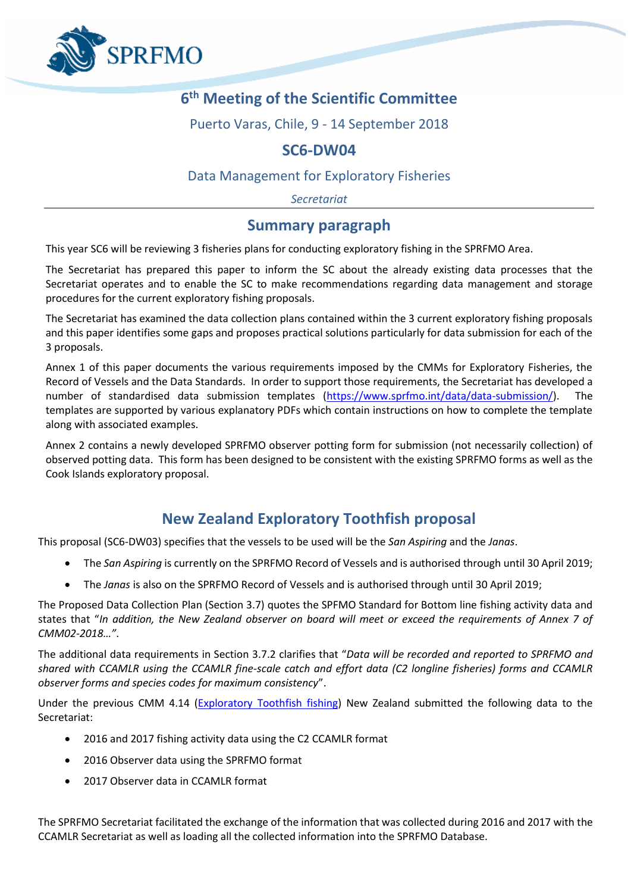# 6th Meeting of the Scientific Committee

Puerto Varas, Chile, 9 - 14 September 2018

## SC6-DW04

### Data Management for Exploratory Fisheries

*Secretariat*

## Summary paragraph

This year SC6 will be reviewing 3 fisheries plans for conducting exploratory fishing in the SPRFMO Area.

The Secretariat has prepared this paper to inform the SC about the already existing data processes that the Secretariat operates and to enable the SC to make recommendations regarding data management and storage procedures for the current exploratory fishing proposals.

The Secretariat has examined the data collection plans contained within the 3 current exploratory fishing proposals and this paper identifies some gaps and proposes practical solutions particularly for data submission for each of the 3 proposals.

Annex 1 of this paper documents the various requirements imposed by the CMMs for Exploratory Fisheries, the Record of Vessels and the Data Standards. In order to support those requirements, the Secretariat has developed a number of standardised data submission templates (https://www.sprfmo.int/data/data-submission/). The templates are supported by various explanatory PDFs which contain instructions on how to complete the template along with associated examples.

Annex 2 contains a newly developed SPRFMO observer potting form for submission (not necessarily collection) of observed potting data. This form has been designed to be consistent with the existing SPRFMO forms as well as the Cook Islands exploratory proposal.

## New Zealand Exploratory Toothfish proposal

This proposal (SC6-DW03) specifies that the vessels to be used will be the *San Aspiring* and the *Janas*.

- The *San Aspiring* is currently on the SPRFMO Record of Vessels and is authorised through until 30 April 2019;
- The *Janas* is also on the SPRFMO Record of Vessels and is authorised through until 30 April 2019;

The Proposed Data Collection Plan (Section 3.7) quotes the SPFMO Standard for Bottom line fishing activity data and states that "*In addition, the New Zealand observer on board will meet or exceed the requirements of Annex 7 of CMM02-2018…"*.

The additional data requirements in Section 3.7.2 clarifies that "*Data will be recorded and reported to SPRFMO and shared with CCAMLR using the CCAMLR fine-scale catch and effort data (C2 longline fisheries) forms and CCAMLR observer forms and species codes for maximum consistency*".

Under the previous CMM 4.14 (Exploratory Toothfish fishing) New Zealand submitted the following data to the Secretariat:

- 2016 and 2017 fishing activity data using the C2 CCAMLR format
- 2016 Observer data using the SPRFMO format
- 2017 Observer data in CCAMLR format

The SPRFMO Secretariat facilitated the exchange of the information that was collected during 2016 and 2017 with the CCAMLR Secretariat as well as loading all the collected information into the SPRFMO Database.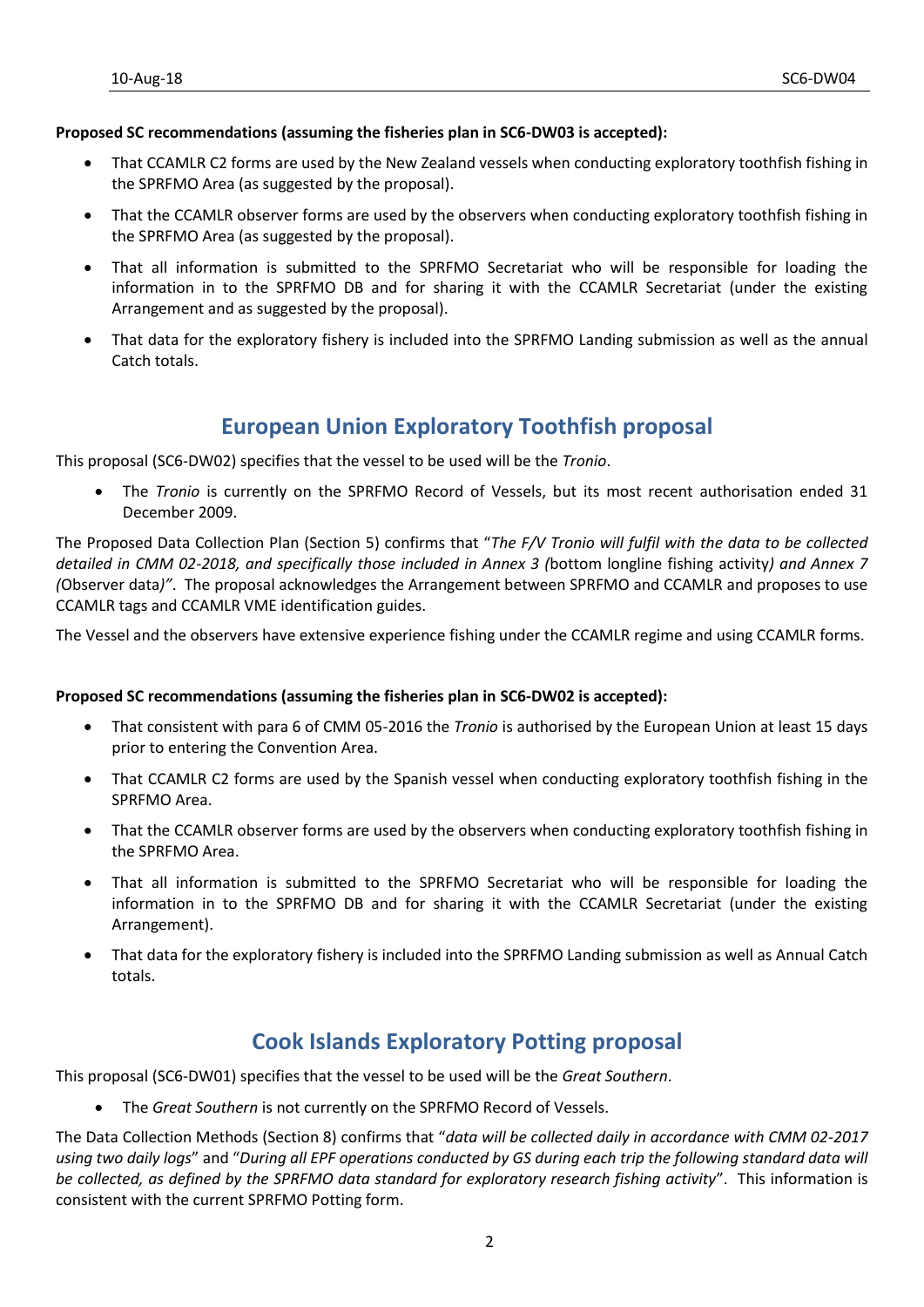**Proposed SC recommendations (assuming the fisheries plan in SC6-DW03 is accepted):**

- That CCAMLR C2 forms are used by the New Zealand vessels when conducting exploratory toothfish fishing in the SPRFMO Area (as suggested by the proposal).
- That the CCAMLR observer forms are used by the observers when conducting exploratory toothfish fishing in the SPRFMO Area (as suggested by the proposal).
- That all information is submitted to the SPRFMO Secretariat who will be responsible for loading the information in to the SPRFMO DB and for sharing it with the CCAMLR Secretariat (under the existing Arrangement and as suggested by the proposal).
- That data for the exploratory fishery is included into the SPRFMO Landing submission as well as the annual Catch totals.

## European Union Exploratory Toothfish proposal

This proposal (SC6-DW02) specifies that the vessel to be used will be the *Tronio*.

- The *Tronio* is currently on the SPRFMO Record of Vessels, but its most recent authorisation ended 31 December 2009.

The Proposed Data Collection Plan (Section 5) confirms that "*The F/V Tronio will fulfil with the data to be collected detailed in CMM 02-2018, and specifically those included in Annex 3 (*bottom longline fishing activity*) and Annex 7 (*Observer data*)"*. The proposal acknowledges the Arrangement between SPRFMO and CCAMLR and proposes to use CCAMLR tags and CCAMLR VME identification guides.

The Vessel and the observers have extensive experience fishing under the CCAMLR regime and using CCAMLR forms.

**Proposed SC recommendations (assuming the fisheries plan in SC6-DW02 is accepted):**

- That consistent with para 6 of CMM 05-2016 the *Tronio* is authorised by the European Union at least 15 days prior to entering the Convention Area.
- That CCAMLR C2 forms are used by the Spanish vessel when conducting exploratory toothfish fishing in the SPRFMO Area.
- That the CCAMLR observer forms are used by the observers when conducting exploratory toothfish fishing in the SPRFMO Area.
- That all information is submitted to the SPRFMO Secretariat who will be responsible for loading the information in to the SPRFMO DB and for sharing it with the CCAMLR Secretariat (under the existing Arrangement).
- That data for the exploratory fishery is included into the SPRFMO Landing submission as well as Annual Catch totals.

## Cook Islands Exploratory Potting proposal

This proposal (SC6-DW01) specifies that the vessel to be used will be the *Great Southern*.

- The *Great Southern* is not currently on the SPRFMO Record of Vessels.

The Data Collection Methods (Section 8) confirms that "*data will be collected daily in accordance with CMM 02-2017 using two daily logs*" and "*During all EPF operations conducted by GS during each trip the following standard data will be collected, as defined by the SPRFMO data standard for exploratory research fishing activity*". This information is consistent with the current SPRFMO Potting form.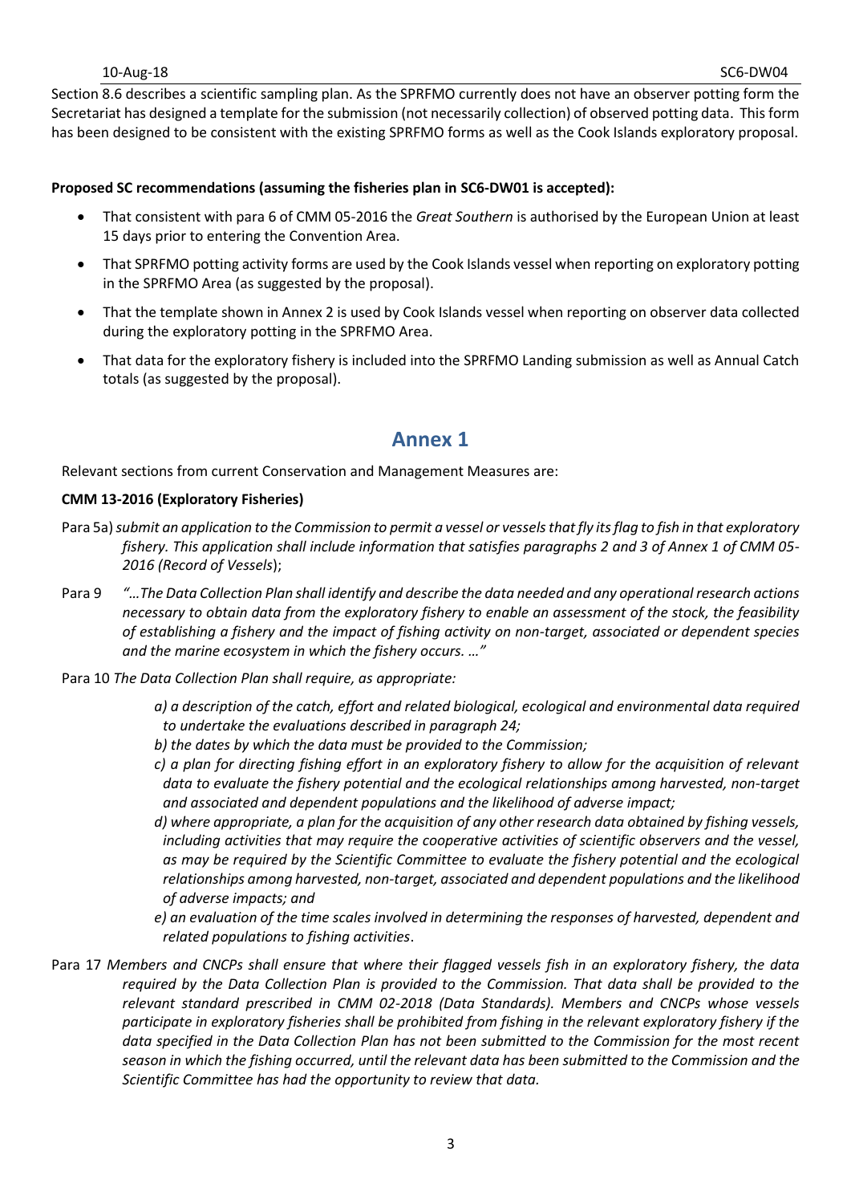Section 8.6 describes a scientific sampling plan. As the SPRFMO currently does not have an observer potting form the Secretariat has designed a template for the submission (not necessarily collection) of observed potting data. This form has been designed to be consistent with the existing SPRFMO forms as well as the Cook Islands exploratory proposal.

**Proposed SC recommendations (assuming the fisheries plan in SC6-DW01 is accepted):**

- That consistent with para 6 of CMM 05-2016 the *Great Southern* is authorised by the European Union at least 15 days prior to entering the Convention Area.
- That SPRFMO potting activity forms are used by the Cook Islands vessel when reporting on exploratory potting in the SPRFMO Area (as suggested by the proposal).
- That the template shown in Annex 2 is used by Cook Islands vessel when reporting on observer data collected during the exploratory potting in the SPRFMO Area.
- That data for the exploratory fishery is included into the SPRFMO Landing submission as well as Annual Catch totals (as suggested by the proposal).

# Annex 1

Relevant sections from current Conservation and Management Measures are:

**CMM 13-2016 (Exploratory Fisheries)**

Para 5a) *submit an application to the Commission to permit a vessel or vessels that fly its flag to fish in that exploratory fishery. This application shall include information that satisfies paragraphs 2 and 3 of Annex 1 of CMM 05-2016 (Record of Vessels*);

Para 9 *"…The Data Collection Plan shall identify and describe the data needed and any operational research actions necessary to obtain data from the exploratory fishery to enable an assessment of the stock, the feasibility of establishing a fishery and the impact of fishing activity on non-target, associated or dependent species and the marine ecosystem in which the fishery occurs. …"*

Para 10 *The Data Collection Plan shall require, as appropriate:*

*a) a description of the catch, effort and related biological, ecological and environmental data required to undertake the evaluations described in paragraph 24;*

*b) the dates by which the data must be provided to the Commission;*

*c) a plan for directing fishing effort in an exploratory fishery to allow for the acquisition of relevant data to evaluate the fishery potential and the ecological relationships among harvested, non-target and associated and dependent populations and the likelihood of adverse impact;*

*d) where appropriate, a plan for the acquisition of any other research data obtained by fishing vessels, including activities that may require the cooperative activities of scientific observers and the vessel, as may be required by the Scientific Committee to evaluate the fishery potential and the ecological relationships among harvested, non-target, associated and dependent populations and the likelihood of adverse impacts; and*

*e) an evaluation of the time scales involved in determining the responses of harvested, dependent and related populations to fishing activities*.

Para 17 *Members and CNCPs shall ensure that where their flagged vessels fish in an exploratory fishery, the data required by the Data Collection Plan is provided to the Commission. That data shall be provided to the relevant standard prescribed in CMM 02-2018 (Data Standards). Members and CNCPs whose vessels participate in exploratory fisheries shall be prohibited from fishing in the relevant exploratory fishery if the data specified in the Data Collection Plan has not been submitted to the Commission for the most recent season in which the fishing occurred, until the relevant data has been submitted to the Commission and the Scientific Committee has had the opportunity to review that data.*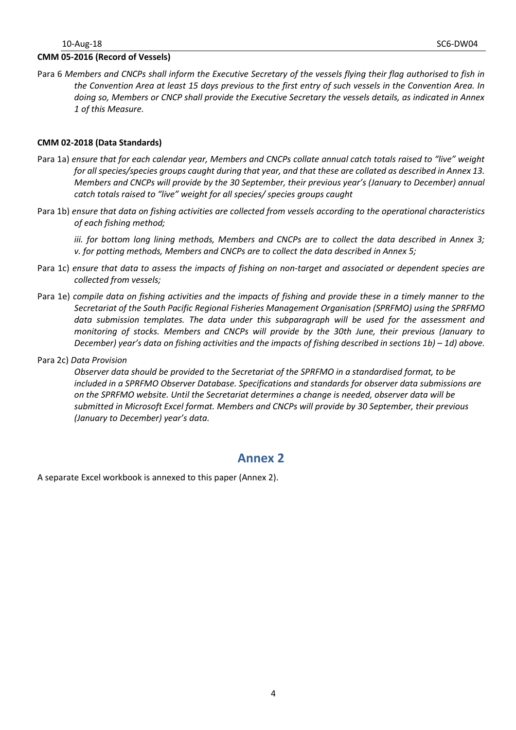**CMM 05-2016 (Record of Vessels)**

Para 6 *Members and CNCPs shall inform the Executive Secretary of the vessels flying their flag authorised to fish in the Convention Area at least 15 days previous to the first entry of such vessels in the Convention Area. In doing so, Members or CNCP shall provide the Executive Secretary the vessels details, as indicated in Annex 1 of this Measure.*

**CMM 02-2018 (Data Standards)**

Para 1a) *ensure that for each calendar year, Members and CNCPs collate annual catch totals raised to "live" weight for all species/species groups caught during that year, and that these are collated as described in Annex 13. Members and CNCPs will provide by the 30 September, their previous year's (January to December) annual catch totals raised to "live" weight for all species/ species groups caught*

Para 1b) *ensure that data on fishing activities are collected from vessels according to the operational characteristics of each fishing method;*

*iii. for bottom long lining methods, Members and CNCPs are to collect the data described in Annex 3;*
*v. for potting methods, Members and CNCPs are to collect the data described in Annex 5;*

Para 1c) *ensure that data to assess the impacts of fishing on non-target and associated or dependent species are collected from vessels;*

Para 1e) *compile data on fishing activities and the impacts of fishing and provide these in a timely manner to the Secretariat of the South Pacific Regional Fisheries Management Organisation (SPRFMO) using the SPRFMO data submission templates. The data under this subparagraph will be used for the assessment and monitoring of stocks. Members and CNCPs will provide by the 30th June, their previous (January to December) year's data on fishing activities and the impacts of fishing described in sections 1b) – 1d) above.*

Para 2c) *Data Provision*

*Observer data should be provided to the Secretariat of the SPRFMO in a standardised format, to be included in a SPRFMO Observer Database. Specifications and standards for observer data submissions are on the SPRFMO website. Until the Secretariat determines a change is needed, observer data will be submitted in Microsoft Excel format. Members and CNCPs will provide by 30 September, their previous (January to December) year's data.*

## Annex 2

A separate Excel workbook is annexed to this paper (Annex 2).